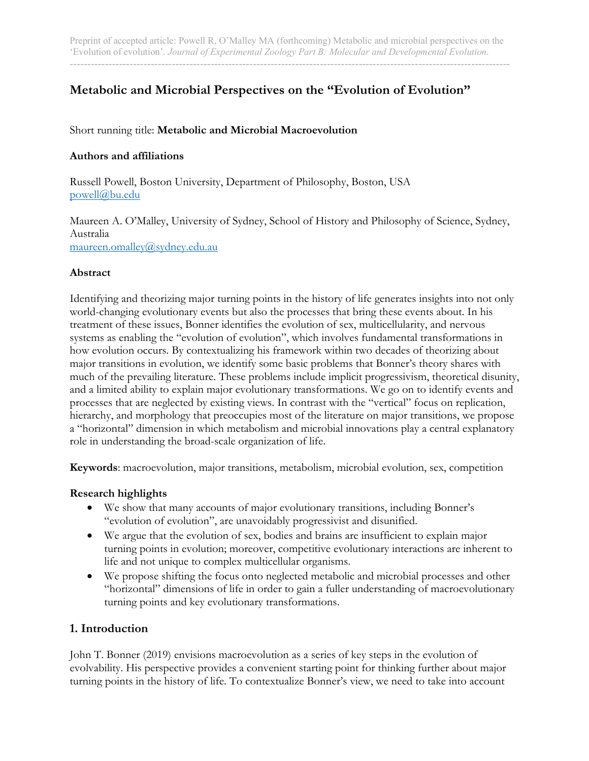Preprint of accepted article: Powell R, O'Malley MA (forthcoming) Metabolic and microbial perspectives on the 'Evolution of evolution'. *Journal of Experimental Zoology Part B: Molecular and Developmental Evolution*.

# Metabolic and Microbial Perspectives on the "Evolution of Evolution"

Short running title: **Metabolic and Microbial Macroevolution**

### Authors and affiliations

Russell Powell, Boston University, Department of Philosophy, Boston, USA
powell@bu.edu

Maureen A. O'Malley, University of Sydney, School of History and Philosophy of Science, Sydney, Australia
maureen.omalley@sydney.edu.au

### Abstract

Identifying and theorizing major turning points in the history of life generates insights into not only world-changing evolutionary events but also the processes that bring these events about. In his treatment of these issues, Bonner identifies the evolution of sex, multicellularity, and nervous systems as enabling the "evolution of evolution", which involves fundamental transformations in how evolution occurs. By contextualizing his framework within two decades of theorizing about major transitions in evolution, we identify some basic problems that Bonner's theory shares with much of the prevailing literature. These problems include implicit progressivism, theoretical disunity, and a limited ability to explain major evolutionary transformations. We go on to identify events and processes that are neglected by existing views. In contrast with the "vertical" focus on replication, hierarchy, and morphology that preoccupies most of the literature on major transitions, we propose a "horizontal" dimension in which metabolism and microbial innovations play a central explanatory role in understanding the broad-scale organization of life.

**Keywords**: macroevolution, major transitions, metabolism, microbial evolution, sex, competition

### Research highlights

- We show that many accounts of major evolutionary transitions, including Bonner's "evolution of evolution", are unavoidably progressivist and disunified.
- We argue that the evolution of sex, bodies and brains are insufficient to explain major turning points in evolution; moreover, competitive evolutionary interactions are inherent to life and not unique to complex multicellular organisms.
- We propose shifting the focus onto neglected metabolic and microbial processes and other "horizontal" dimensions of life in order to gain a fuller understanding of macroevolutionary turning points and key evolutionary transformations.

## 1. Introduction

John T. Bonner (2019) envisions macroevolution as a series of key steps in the evolution of evolvability. His perspective provides a convenient starting point for thinking further about major turning points in the history of life. To contextualize Bonner's view, we need to take into account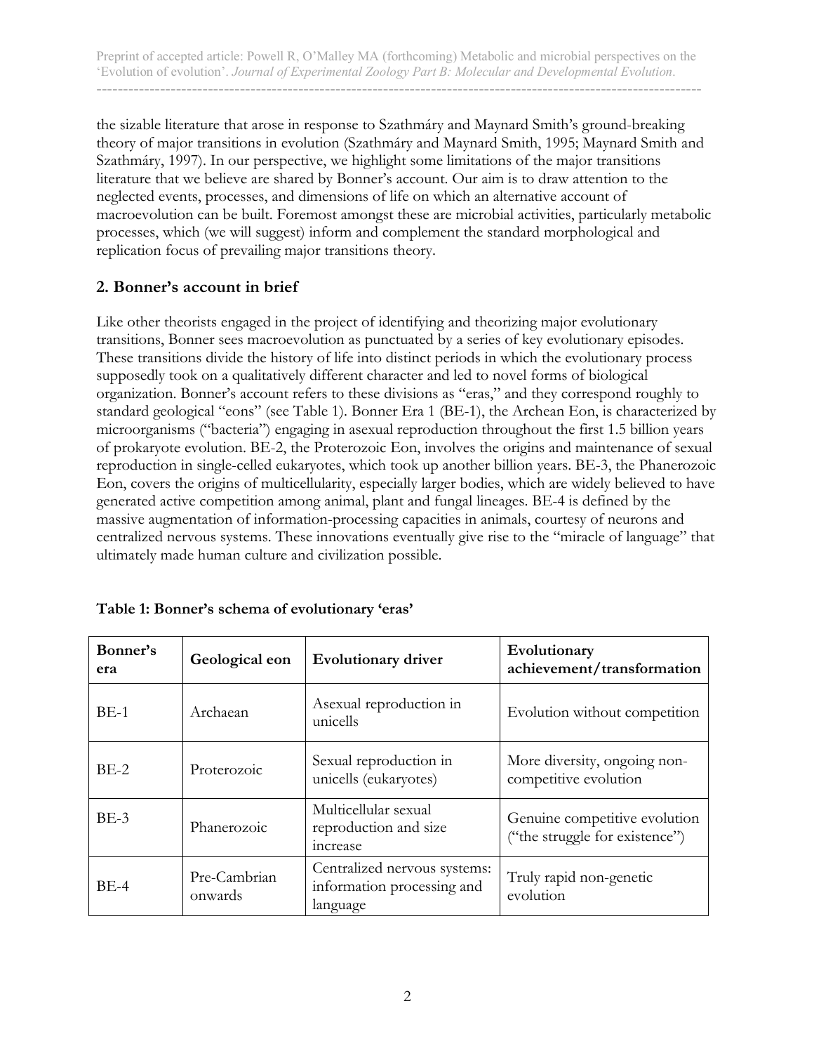the sizable literature that arose in response to Szathmáry and Maynard Smith's ground-breaking theory of major transitions in evolution (Szathmáry and Maynard Smith, 1995; Maynard Smith and Szathmáry, 1997). In our perspective, we highlight some limitations of the major transitions literature that we believe are shared by Bonner's account. Our aim is to draw attention to the neglected events, processes, and dimensions of life on which an alternative account of macroevolution can be built. Foremost amongst these are microbial activities, particularly metabolic processes, which (we will suggest) inform and complement the standard morphological and replication focus of prevailing major transitions theory.

## 2. Bonner's account in brief

Like other theorists engaged in the project of identifying and theorizing major evolutionary transitions, Bonner sees macroevolution as punctuated by a series of key evolutionary episodes. These transitions divide the history of life into distinct periods in which the evolutionary process supposedly took on a qualitatively different character and led to novel forms of biological organization. Bonner's account refers to these divisions as "eras," and they correspond roughly to standard geological "eons" (see Table 1). Bonner Era 1 (BE-1), the Archean Eon, is characterized by microorganisms ("bacteria") engaging in asexual reproduction throughout the first 1.5 billion years of prokaryote evolution. BE-2, the Proterozoic Eon, involves the origins and maintenance of sexual reproduction in single-celled eukaryotes, which took up another billion years. BE-3, the Phanerozoic Eon, covers the origins of multicellularity, especially larger bodies, which are widely believed to have generated active competition among animal, plant and fungal lineages. BE-4 is defined by the massive augmentation of information-processing capacities in animals, courtesy of neurons and centralized nervous systems. These innovations eventually give rise to the "miracle of language" that ultimately made human culture and civilization possible.

**Table 1: Bonner's schema of evolutionary 'eras'**

| Bonner's era | Geological eon | Evolutionary driver | Evolutionary achievement/transformation |
|---|---|---|---|
| BE-1 | Archaean | Asexual reproduction in unicells | Evolution without competition |
| BE-2 | Proterozoic | Sexual reproduction in unicells (eukaryotes) | More diversity, ongoing non-competitive evolution |
| BE-3 | Phanerozoic | Multicellular sexual reproduction and size increase | Genuine competitive evolution ("the struggle for existence") |
| BE-4 | Pre-Cambrian onwards | Centralized nervous systems: information processing and language | Truly rapid non-genetic evolution |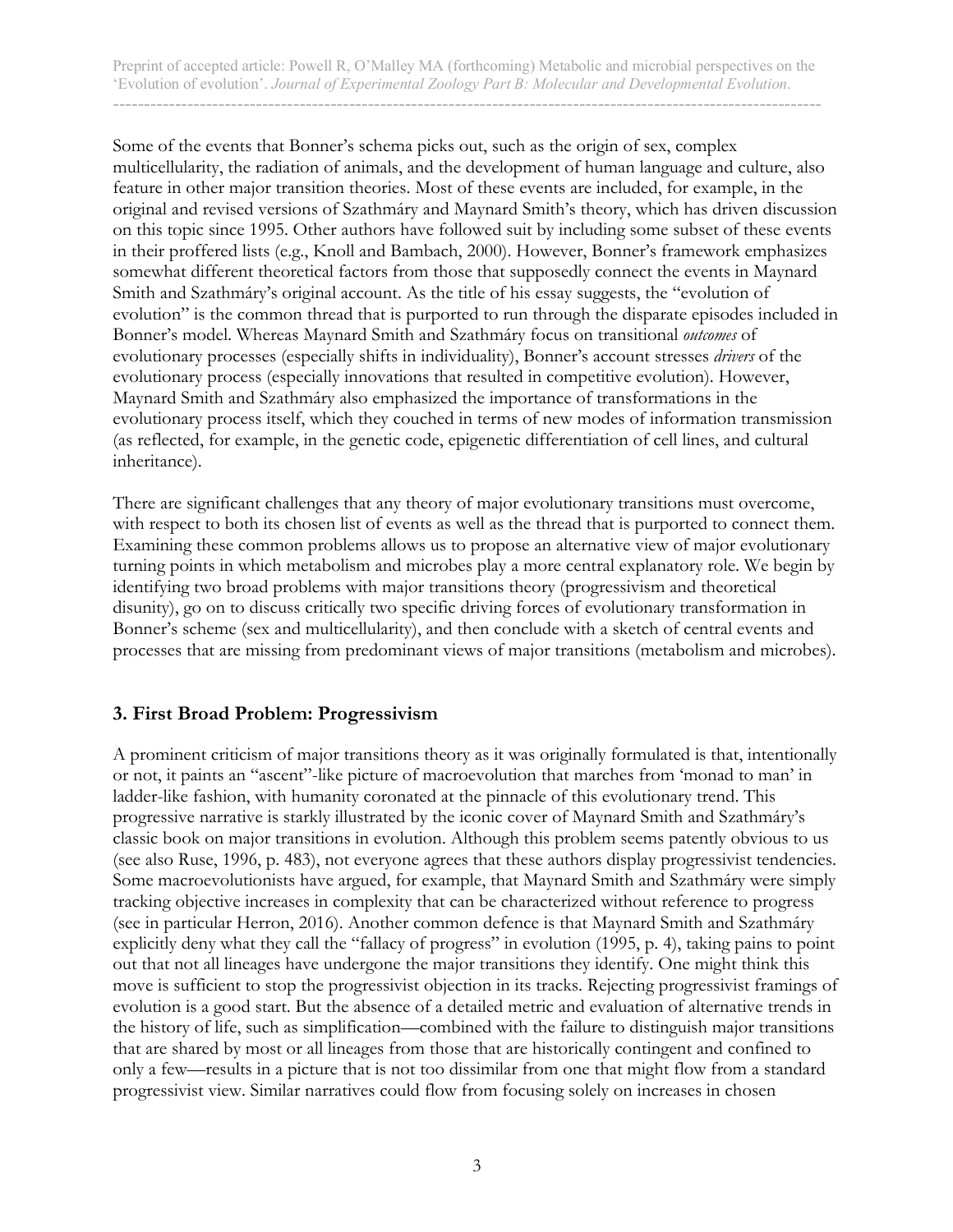Some of the events that Bonner's schema picks out, such as the origin of sex, complex multicellularity, the radiation of animals, and the development of human language and culture, also feature in other major transition theories. Most of these events are included, for example, in the original and revised versions of Szathmáry and Maynard Smith's theory, which has driven discussion on this topic since 1995. Other authors have followed suit by including some subset of these events in their proffered lists (e.g., Knoll and Bambach, 2000). However, Bonner's framework emphasizes somewhat different theoretical factors from those that supposedly connect the events in Maynard Smith and Szathmáry's original account. As the title of his essay suggests, the "evolution of evolution" is the common thread that is purported to run through the disparate episodes included in Bonner's model. Whereas Maynard Smith and Szathmáry focus on transitional *outcomes* of evolutionary processes (especially shifts in individuality), Bonner's account stresses *drivers* of the evolutionary process (especially innovations that resulted in competitive evolution). However, Maynard Smith and Szathmáry also emphasized the importance of transformations in the evolutionary process itself, which they couched in terms of new modes of information transmission (as reflected, for example, in the genetic code, epigenetic differentiation of cell lines, and cultural inheritance).

There are significant challenges that any theory of major evolutionary transitions must overcome, with respect to both its chosen list of events as well as the thread that is purported to connect them. Examining these common problems allows us to propose an alternative view of major evolutionary turning points in which metabolism and microbes play a more central explanatory role. We begin by identifying two broad problems with major transitions theory (progressivism and theoretical disunity), go on to discuss critically two specific driving forces of evolutionary transformation in Bonner's scheme (sex and multicellularity), and then conclude with a sketch of central events and processes that are missing from predominant views of major transitions (metabolism and microbes).

## 3. First Broad Problem: Progressivism

A prominent criticism of major transitions theory as it was originally formulated is that, intentionally or not, it paints an "ascent"-like picture of macroevolution that marches from 'monad to man' in ladder-like fashion, with humanity coronated at the pinnacle of this evolutionary trend. This progressive narrative is starkly illustrated by the iconic cover of Maynard Smith and Szathmáry's classic book on major transitions in evolution. Although this problem seems patently obvious to us (see also Ruse, 1996, p. 483), not everyone agrees that these authors display progressivist tendencies. Some macroevolutionists have argued, for example, that Maynard Smith and Szathmáry were simply tracking objective increases in complexity that can be characterized without reference to progress (see in particular Herron, 2016). Another common defence is that Maynard Smith and Szathmáry explicitly deny what they call the "fallacy of progress" in evolution (1995, p. 4), taking pains to point out that not all lineages have undergone the major transitions they identify. One might think this move is sufficient to stop the progressivist objection in its tracks. Rejecting progressivist framings of evolution is a good start. But the absence of a detailed metric and evaluation of alternative trends in the history of life, such as simplification—combined with the failure to distinguish major transitions that are shared by most or all lineages from those that are historically contingent and confined to only a few—results in a picture that is not too dissimilar from one that might flow from a standard progressivist view. Similar narratives could flow from focusing solely on increases in chosen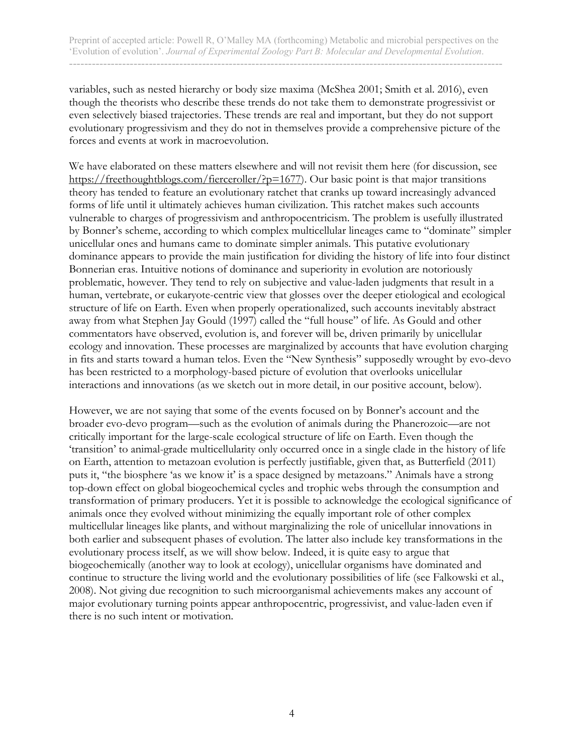variables, such as nested hierarchy or body size maxima (McShea 2001; Smith et al. 2016), even though the theorists who describe these trends do not take them to demonstrate progressivist or even selectively biased trajectories. These trends are real and important, but they do not support evolutionary progressivism and they do not in themselves provide a comprehensive picture of the forces and events at work in macroevolution.

We have elaborated on these matters elsewhere and will not revisit them here (for discussion, see https://freethoughtblogs.com/fierceroller/?p=1677). Our basic point is that major transitions theory has tended to feature an evolutionary ratchet that cranks up toward increasingly advanced forms of life until it ultimately achieves human civilization. This ratchet makes such accounts vulnerable to charges of progressivism and anthropocentricism. The problem is usefully illustrated by Bonner's scheme, according to which complex multicellular lineages came to "dominate" simpler unicellular ones and humans came to dominate simpler animals. This putative evolutionary dominance appears to provide the main justification for dividing the history of life into four distinct Bonnerian eras. Intuitive notions of dominance and superiority in evolution are notoriously problematic, however. They tend to rely on subjective and value-laden judgments that result in a human, vertebrate, or eukaryote-centric view that glosses over the deeper etiological and ecological structure of life on Earth. Even when properly operationalized, such accounts inevitably abstract away from what Stephen Jay Gould (1997) called the "full house" of life. As Gould and other commentators have observed, evolution is, and forever will be, driven primarily by unicellular ecology and innovation. These processes are marginalized by accounts that have evolution charging in fits and starts toward a human telos. Even the "New Synthesis" supposedly wrought by evo-devo has been restricted to a morphology-based picture of evolution that overlooks unicellular interactions and innovations (as we sketch out in more detail, in our positive account, below).

However, we are not saying that some of the events focused on by Bonner's account and the broader evo-devo program—such as the evolution of animals during the Phanerozoic—are not critically important for the large-scale ecological structure of life on Earth. Even though the 'transition' to animal-grade multicellularity only occurred once in a single clade in the history of life on Earth, attention to metazoan evolution is perfectly justifiable, given that, as Butterfield (2011) puts it, "the biosphere 'as we know it' is a space designed by metazoans." Animals have a strong top-down effect on global biogeochemical cycles and trophic webs through the consumption and transformation of primary producers. Yet it is possible to acknowledge the ecological significance of animals once they evolved without minimizing the equally important role of other complex multicellular lineages like plants, and without marginalizing the role of unicellular innovations in both earlier and subsequent phases of evolution. The latter also include key transformations in the evolutionary process itself, as we will show below. Indeed, it is quite easy to argue that biogeochemically (another way to look at ecology), unicellular organisms have dominated and continue to structure the living world and the evolutionary possibilities of life (see Falkowski et al., 2008). Not giving due recognition to such microorganismal achievements makes any account of major evolutionary turning points appear anthropocentric, progressivist, and value-laden even if there is no such intent or motivation.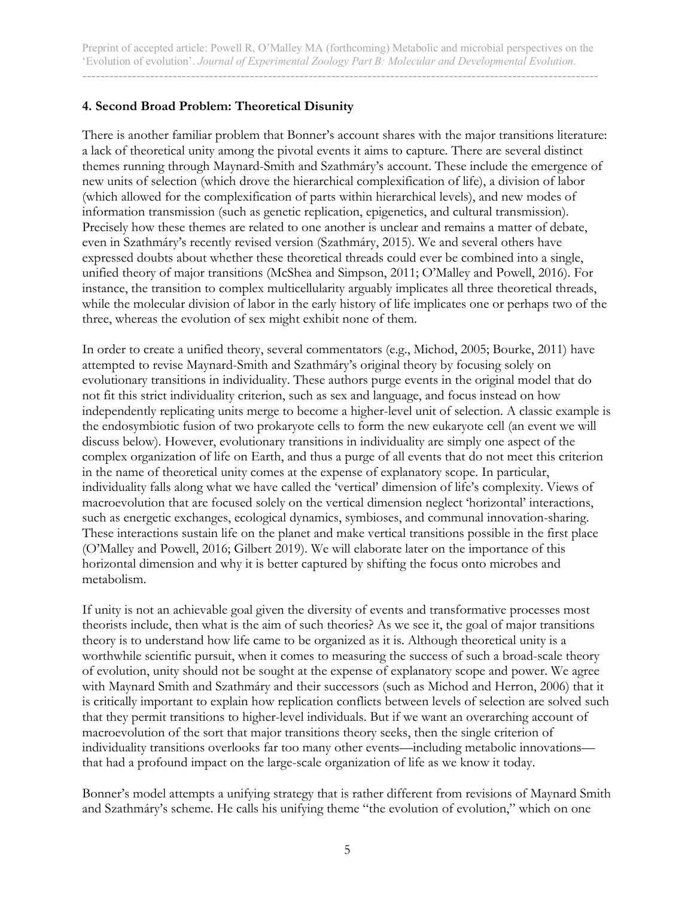## 4. Second Broad Problem: Theoretical Disunity

There is another familiar problem that Bonner's account shares with the major transitions literature: a lack of theoretical unity among the pivotal events it aims to capture. There are several distinct themes running through Maynard-Smith and Szathmáry's account. These include the emergence of new units of selection (which drove the hierarchical complexification of life), a division of labor (which allowed for the complexification of parts within hierarchical levels), and new modes of information transmission (such as genetic replication, epigenetics, and cultural transmission). Precisely how these themes are related to one another is unclear and remains a matter of debate, even in Szathmáry's recently revised version (Szathmáry, 2015). We and several others have expressed doubts about whether these theoretical threads could ever be combined into a single, unified theory of major transitions (McShea and Simpson, 2011; O'Malley and Powell, 2016). For instance, the transition to complex multicellularity arguably implicates all three theoretical threads, while the molecular division of labor in the early history of life implicates one or perhaps two of the three, whereas the evolution of sex might exhibit none of them.

In order to create a unified theory, several commentators (e.g., Michod, 2005; Bourke, 2011) have attempted to revise Maynard-Smith and Szathmáry's original theory by focusing solely on evolutionary transitions in individuality. These authors purge events in the original model that do not fit this strict individuality criterion, such as sex and language, and focus instead on how independently replicating units merge to become a higher-level unit of selection. A classic example is the endosymbiotic fusion of two prokaryote cells to form the new eukaryote cell (an event we will discuss below). However, evolutionary transitions in individuality are simply one aspect of the complex organization of life on Earth, and thus a purge of all events that do not meet this criterion in the name of theoretical unity comes at the expense of explanatory scope. In particular, individuality falls along what we have called the 'vertical' dimension of life's complexity. Views of macroevolution that are focused solely on the vertical dimension neglect 'horizontal' interactions, such as energetic exchanges, ecological dynamics, symbioses, and communal innovation-sharing. These interactions sustain life on the planet and make vertical transitions possible in the first place (O'Malley and Powell, 2016; Gilbert 2019). We will elaborate later on the importance of this horizontal dimension and why it is better captured by shifting the focus onto microbes and metabolism.

If unity is not an achievable goal given the diversity of events and transformative processes most theorists include, then what is the aim of such theories? As we see it, the goal of major transitions theory is to understand how life came to be organized as it is. Although theoretical unity is a worthwhile scientific pursuit, when it comes to measuring the success of such a broad-scale theory of evolution, unity should not be sought at the expense of explanatory scope and power. We agree with Maynard Smith and Szathmáry and their successors (such as Michod and Herron, 2006) that it is critically important to explain how replication conflicts between levels of selection are solved such that they permit transitions to higher-level individuals. But if we want an overarching account of macroevolution of the sort that major transitions theory seeks, then the single criterion of individuality transitions overlooks far too many other events—including metabolic innovations—that had a profound impact on the large-scale organization of life as we know it today.

Bonner's model attempts a unifying strategy that is rather different from revisions of Maynard Smith and Szathmáry's scheme. He calls his unifying theme "the evolution of evolution," which on one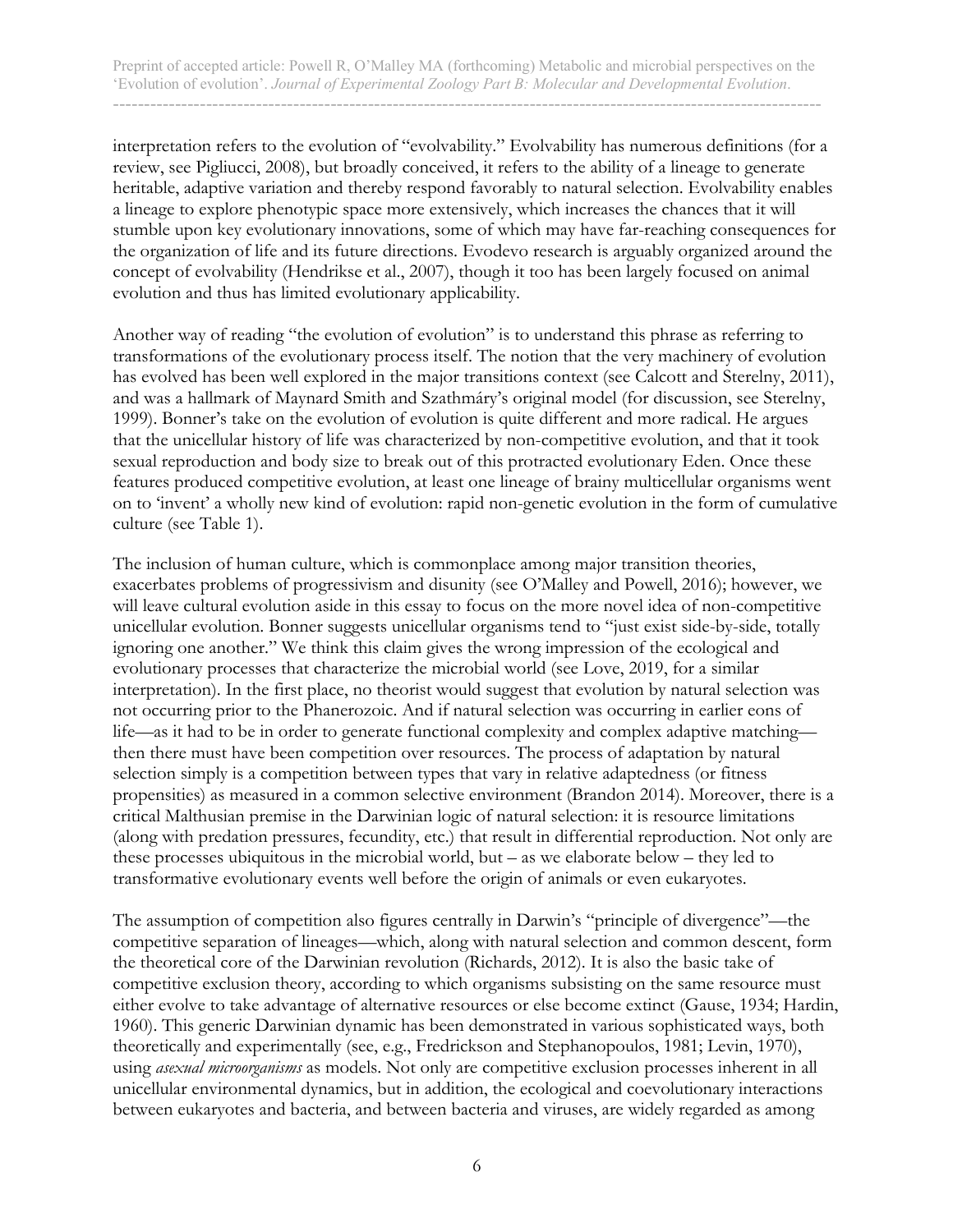interpretation refers to the evolution of "evolvability." Evolvability has numerous definitions (for a review, see Pigliucci, 2008), but broadly conceived, it refers to the ability of a lineage to generate heritable, adaptive variation and thereby respond favorably to natural selection. Evolvability enables a lineage to explore phenotypic space more extensively, which increases the chances that it will stumble upon key evolutionary innovations, some of which may have far-reaching consequences for the organization of life and its future directions. Evodevo research is arguably organized around the concept of evolvability (Hendrikse et al., 2007), though it too has been largely focused on animal evolution and thus has limited evolutionary applicability.

Another way of reading "the evolution of evolution" is to understand this phrase as referring to transformations of the evolutionary process itself. The notion that the very machinery of evolution has evolved has been well explored in the major transitions context (see Calcott and Sterelny, 2011), and was a hallmark of Maynard Smith and Szathmáry's original model (for discussion, see Sterelny, 1999). Bonner's take on the evolution of evolution is quite different and more radical. He argues that the unicellular history of life was characterized by non-competitive evolution, and that it took sexual reproduction and body size to break out of this protracted evolutionary Eden. Once these features produced competitive evolution, at least one lineage of brainy multicellular organisms went on to 'invent' a wholly new kind of evolution: rapid non-genetic evolution in the form of cumulative culture (see Table 1).

The inclusion of human culture, which is commonplace among major transition theories, exacerbates problems of progressivism and disunity (see O'Malley and Powell, 2016); however, we will leave cultural evolution aside in this essay to focus on the more novel idea of non-competitive unicellular evolution. Bonner suggests unicellular organisms tend to "just exist side-by-side, totally ignoring one another." We think this claim gives the wrong impression of the ecological and evolutionary processes that characterize the microbial world (see Love, 2019, for a similar interpretation). In the first place, no theorist would suggest that evolution by natural selection was not occurring prior to the Phanerozoic. And if natural selection was occurring in earlier eons of life—as it had to be in order to generate functional complexity and complex adaptive matching—then there must have been competition over resources. The process of adaptation by natural selection simply is a competition between types that vary in relative adaptedness (or fitness propensities) as measured in a common selective environment (Brandon 2014). Moreover, there is a critical Malthusian premise in the Darwinian logic of natural selection: it is resource limitations (along with predation pressures, fecundity, etc.) that result in differential reproduction. Not only are these processes ubiquitous in the microbial world, but – as we elaborate below – they led to transformative evolutionary events well before the origin of animals or even eukaryotes.

The assumption of competition also figures centrally in Darwin's "principle of divergence"—the competitive separation of lineages—which, along with natural selection and common descent, form the theoretical core of the Darwinian revolution (Richards, 2012). It is also the basic take of competitive exclusion theory, according to which organisms subsisting on the same resource must either evolve to take advantage of alternative resources or else become extinct (Gause, 1934; Hardin, 1960). This generic Darwinian dynamic has been demonstrated in various sophisticated ways, both theoretically and experimentally (see, e.g., Fredrickson and Stephanopoulos, 1981; Levin, 1970), using *asexual microorganisms* as models. Not only are competitive exclusion processes inherent in all unicellular environmental dynamics, but in addition, the ecological and coevolutionary interactions between eukaryotes and bacteria, and between bacteria and viruses, are widely regarded as among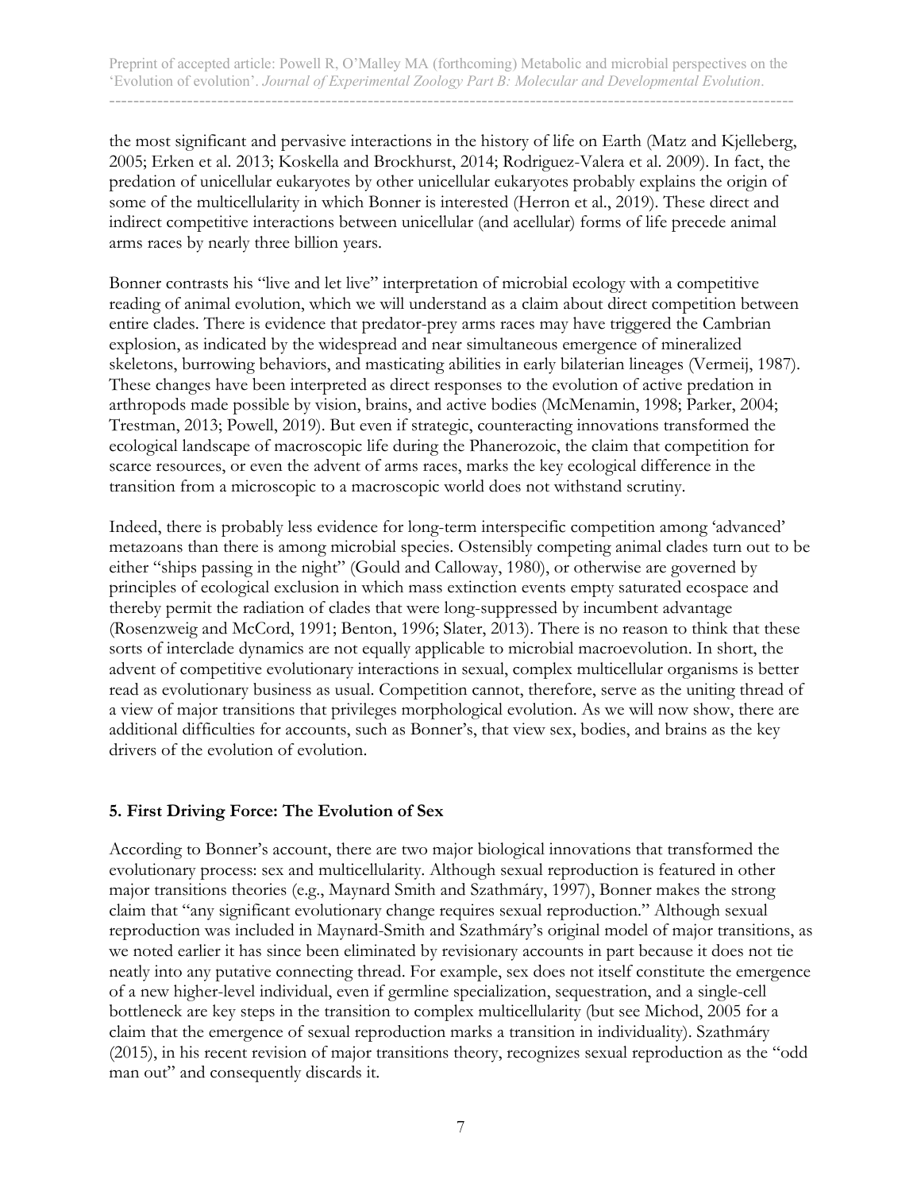the most significant and pervasive interactions in the history of life on Earth (Matz and Kjelleberg, 2005; Erken et al. 2013; Koskella and Brockhurst, 2014; Rodriguez-Valera et al. 2009). In fact, the predation of unicellular eukaryotes by other unicellular eukaryotes probably explains the origin of some of the multicellularity in which Bonner is interested (Herron et al., 2019). These direct and indirect competitive interactions between unicellular (and acellular) forms of life precede animal arms races by nearly three billion years.

Bonner contrasts his "live and let live" interpretation of microbial ecology with a competitive reading of animal evolution, which we will understand as a claim about direct competition between entire clades. There is evidence that predator-prey arms races may have triggered the Cambrian explosion, as indicated by the widespread and near simultaneous emergence of mineralized skeletons, burrowing behaviors, and masticating abilities in early bilaterian lineages (Vermeij, 1987). These changes have been interpreted as direct responses to the evolution of active predation in arthropods made possible by vision, brains, and active bodies (McMenamin, 1998; Parker, 2004; Trestman, 2013; Powell, 2019). But even if strategic, counteracting innovations transformed the ecological landscape of macroscopic life during the Phanerozoic, the claim that competition for scarce resources, or even the advent of arms races, marks the key ecological difference in the transition from a microscopic to a macroscopic world does not withstand scrutiny.

Indeed, there is probably less evidence for long-term interspecific competition among 'advanced' metazoans than there is among microbial species. Ostensibly competing animal clades turn out to be either "ships passing in the night" (Gould and Calloway, 1980), or otherwise are governed by principles of ecological exclusion in which mass extinction events empty saturated ecospace and thereby permit the radiation of clades that were long-suppressed by incumbent advantage (Rosenzweig and McCord, 1991; Benton, 1996; Slater, 2013). There is no reason to think that these sorts of interclade dynamics are not equally applicable to microbial macroevolution. In short, the advent of competitive evolutionary interactions in sexual, complex multicellular organisms is better read as evolutionary business as usual. Competition cannot, therefore, serve as the uniting thread of a view of major transitions that privileges morphological evolution. As we will now show, there are additional difficulties for accounts, such as Bonner's, that view sex, bodies, and brains as the key drivers of the evolution of evolution.

## 5. First Driving Force: The Evolution of Sex

According to Bonner's account, there are two major biological innovations that transformed the evolutionary process: sex and multicellularity. Although sexual reproduction is featured in other major transitions theories (e.g., Maynard Smith and Szathmáry, 1997), Bonner makes the strong claim that "any significant evolutionary change requires sexual reproduction." Although sexual reproduction was included in Maynard-Smith and Szathmáry's original model of major transitions, as we noted earlier it has since been eliminated by revisionary accounts in part because it does not tie neatly into any putative connecting thread. For example, sex does not itself constitute the emergence of a new higher-level individual, even if germline specialization, sequestration, and a single-cell bottleneck are key steps in the transition to complex multicellularity (but see Michod, 2005 for a claim that the emergence of sexual reproduction marks a transition in individuality). Szathmáry (2015), in his recent revision of major transitions theory, recognizes sexual reproduction as the "odd man out" and consequently discards it.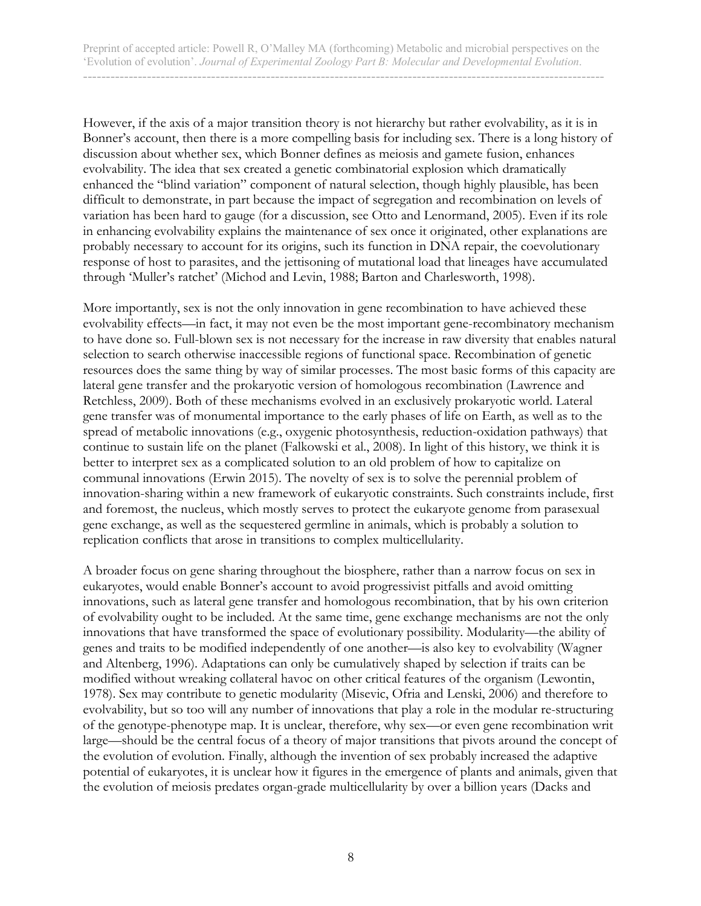However, if the axis of a major transition theory is not hierarchy but rather evolvability, as it is in Bonner's account, then there is a more compelling basis for including sex. There is a long history of discussion about whether sex, which Bonner defines as meiosis and gamete fusion, enhances evolvability. The idea that sex created a genetic combinatorial explosion which dramatically enhanced the "blind variation" component of natural selection, though highly plausible, has been difficult to demonstrate, in part because the impact of segregation and recombination on levels of variation has been hard to gauge (for a discussion, see Otto and Lenormand, 2005). Even if its role in enhancing evolvability explains the maintenance of sex once it originated, other explanations are probably necessary to account for its origins, such its function in DNA repair, the coevolutionary response of host to parasites, and the jettisoning of mutational load that lineages have accumulated through 'Muller's ratchet' (Michod and Levin, 1988; Barton and Charlesworth, 1998).

More importantly, sex is not the only innovation in gene recombination to have achieved these evolvability effects—in fact, it may not even be the most important gene-recombinatory mechanism to have done so. Full-blown sex is not necessary for the increase in raw diversity that enables natural selection to search otherwise inaccessible regions of functional space. Recombination of genetic resources does the same thing by way of similar processes. The most basic forms of this capacity are lateral gene transfer and the prokaryotic version of homologous recombination (Lawrence and Retchless, 2009). Both of these mechanisms evolved in an exclusively prokaryotic world. Lateral gene transfer was of monumental importance to the early phases of life on Earth, as well as to the spread of metabolic innovations (e.g., oxygenic photosynthesis, reduction-oxidation pathways) that continue to sustain life on the planet (Falkowski et al., 2008). In light of this history, we think it is better to interpret sex as a complicated solution to an old problem of how to capitalize on communal innovations (Erwin 2015). The novelty of sex is to solve the perennial problem of innovation-sharing within a new framework of eukaryotic constraints. Such constraints include, first and foremost, the nucleus, which mostly serves to protect the eukaryote genome from parasexual gene exchange, as well as the sequestered germline in animals, which is probably a solution to replication conflicts that arose in transitions to complex multicellularity.

A broader focus on gene sharing throughout the biosphere, rather than a narrow focus on sex in eukaryotes, would enable Bonner's account to avoid progressivist pitfalls and avoid omitting innovations, such as lateral gene transfer and homologous recombination, that by his own criterion of evolvability ought to be included. At the same time, gene exchange mechanisms are not the only innovations that have transformed the space of evolutionary possibility. Modularity—the ability of genes and traits to be modified independently of one another—is also key to evolvability (Wagner and Altenberg, 1996). Adaptations can only be cumulatively shaped by selection if traits can be modified without wreaking collateral havoc on other critical features of the organism (Lewontin, 1978). Sex may contribute to genetic modularity (Misevic, Ofria and Lenski, 2006) and therefore to evolvability, but so too will any number of innovations that play a role in the modular re-structuring of the genotype-phenotype map. It is unclear, therefore, why sex—or even gene recombination writ large—should be the central focus of a theory of major transitions that pivots around the concept of the evolution of evolution. Finally, although the invention of sex probably increased the adaptive potential of eukaryotes, it is unclear how it figures in the emergence of plants and animals, given that the evolution of meiosis predates organ-grade multicellularity by over a billion years (Dacks and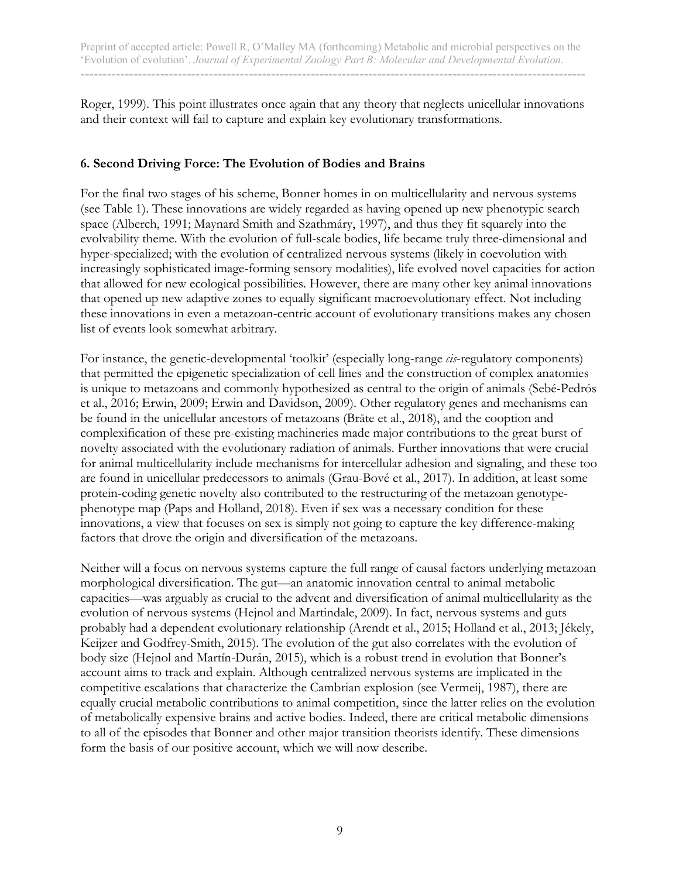Roger, 1999). This point illustrates once again that any theory that neglects unicellular innovations and their context will fail to capture and explain key evolutionary transformations.

## 6. Second Driving Force: The Evolution of Bodies and Brains

For the final two stages of his scheme, Bonner homes in on multicellularity and nervous systems (see Table 1). These innovations are widely regarded as having opened up new phenotypic search space (Alberch, 1991; Maynard Smith and Szathmáry, 1997), and thus they fit squarely into the evolvability theme. With the evolution of full-scale bodies, life became truly three-dimensional and hyper-specialized; with the evolution of centralized nervous systems (likely in coevolution with increasingly sophisticated image-forming sensory modalities), life evolved novel capacities for action that allowed for new ecological possibilities. However, there are many other key animal innovations that opened up new adaptive zones to equally significant macroevolutionary effect. Not including these innovations in even a metazoan-centric account of evolutionary transitions makes any chosen list of events look somewhat arbitrary.

For instance, the genetic-developmental 'toolkit' (especially long-range *cis*-regulatory components) that permitted the epigenetic specialization of cell lines and the construction of complex anatomies is unique to metazoans and commonly hypothesized as central to the origin of animals (Sebé-Pedrós et al., 2016; Erwin, 2009; Erwin and Davidson, 2009). Other regulatory genes and mechanisms can be found in the unicellular ancestors of metazoans (Bråte et al., 2018), and the cooption and complexification of these pre-existing machineries made major contributions to the great burst of novelty associated with the evolutionary radiation of animals. Further innovations that were crucial for animal multicellularity include mechanisms for intercellular adhesion and signaling, and these too are found in unicellular predecessors to animals (Grau-Bové et al., 2017). In addition, at least some protein-coding genetic novelty also contributed to the restructuring of the metazoan genotype-phenotype map (Paps and Holland, 2018). Even if sex was a necessary condition for these innovations, a view that focuses on sex is simply not going to capture the key difference-making factors that drove the origin and diversification of the metazoans.

Neither will a focus on nervous systems capture the full range of causal factors underlying metazoan morphological diversification. The gut—an anatomic innovation central to animal metabolic capacities—was arguably as crucial to the advent and diversification of animal multicellularity as the evolution of nervous systems (Hejnol and Martindale, 2009). In fact, nervous systems and guts probably had a dependent evolutionary relationship (Arendt et al., 2015; Holland et al., 2013; Jékely, Keijzer and Godfrey-Smith, 2015). The evolution of the gut also correlates with the evolution of body size (Hejnol and Martín-Durán, 2015), which is a robust trend in evolution that Bonner's account aims to track and explain. Although centralized nervous systems are implicated in the competitive escalations that characterize the Cambrian explosion (see Vermeij, 1987), there are equally crucial metabolic contributions to animal competition, since the latter relies on the evolution of metabolically expensive brains and active bodies. Indeed, there are critical metabolic dimensions to all of the episodes that Bonner and other major transition theorists identify. These dimensions form the basis of our positive account, which we will now describe.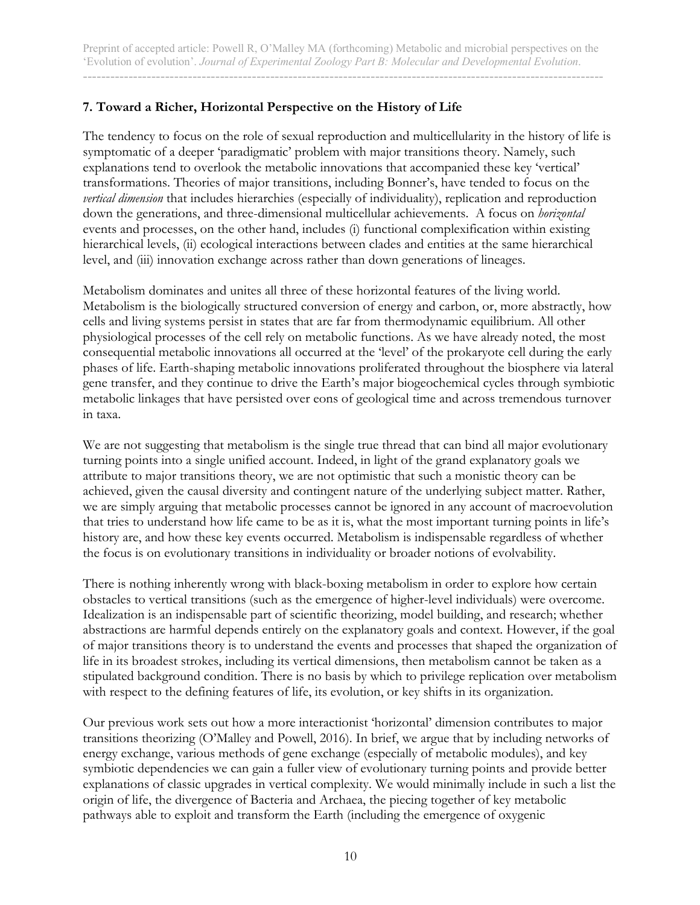## 7. Toward a Richer, Horizontal Perspective on the History of Life

The tendency to focus on the role of sexual reproduction and multicellularity in the history of life is symptomatic of a deeper 'paradigmatic' problem with major transitions theory. Namely, such explanations tend to overlook the metabolic innovations that accompanied these key 'vertical' transformations. Theories of major transitions, including Bonner's, have tended to focus on the *vertical dimension* that includes hierarchies (especially of individuality), replication and reproduction down the generations, and three-dimensional multicellular achievements. A focus on *horizontal* events and processes, on the other hand, includes (i) functional complexification within existing hierarchical levels, (ii) ecological interactions between clades and entities at the same hierarchical level, and (iii) innovation exchange across rather than down generations of lineages.

Metabolism dominates and unites all three of these horizontal features of the living world. Metabolism is the biologically structured conversion of energy and carbon, or, more abstractly, how cells and living systems persist in states that are far from thermodynamic equilibrium. All other physiological processes of the cell rely on metabolic functions. As we have already noted, the most consequential metabolic innovations all occurred at the 'level' of the prokaryote cell during the early phases of life. Earth-shaping metabolic innovations proliferated throughout the biosphere via lateral gene transfer, and they continue to drive the Earth's major biogeochemical cycles through symbiotic metabolic linkages that have persisted over eons of geological time and across tremendous turnover in taxa.

We are not suggesting that metabolism is the single true thread that can bind all major evolutionary turning points into a single unified account. Indeed, in light of the grand explanatory goals we attribute to major transitions theory, we are not optimistic that such a monistic theory can be achieved, given the causal diversity and contingent nature of the underlying subject matter. Rather, we are simply arguing that metabolic processes cannot be ignored in any account of macroevolution that tries to understand how life came to be as it is, what the most important turning points in life's history are, and how these key events occurred. Metabolism is indispensable regardless of whether the focus is on evolutionary transitions in individuality or broader notions of evolvability.

There is nothing inherently wrong with black-boxing metabolism in order to explore how certain obstacles to vertical transitions (such as the emergence of higher-level individuals) were overcome. Idealization is an indispensable part of scientific theorizing, model building, and research; whether abstractions are harmful depends entirely on the explanatory goals and context. However, if the goal of major transitions theory is to understand the events and processes that shaped the organization of life in its broadest strokes, including its vertical dimensions, then metabolism cannot be taken as a stipulated background condition. There is no basis by which to privilege replication over metabolism with respect to the defining features of life, its evolution, or key shifts in its organization.

Our previous work sets out how a more interactionist 'horizontal' dimension contributes to major transitions theorizing (O'Malley and Powell, 2016). In brief, we argue that by including networks of energy exchange, various methods of gene exchange (especially of metabolic modules), and key symbiotic dependencies we can gain a fuller view of evolutionary turning points and provide better explanations of classic upgrades in vertical complexity. We would minimally include in such a list the origin of life, the divergence of Bacteria and Archaea, the piecing together of key metabolic pathways able to exploit and transform the Earth (including the emergence of oxygenic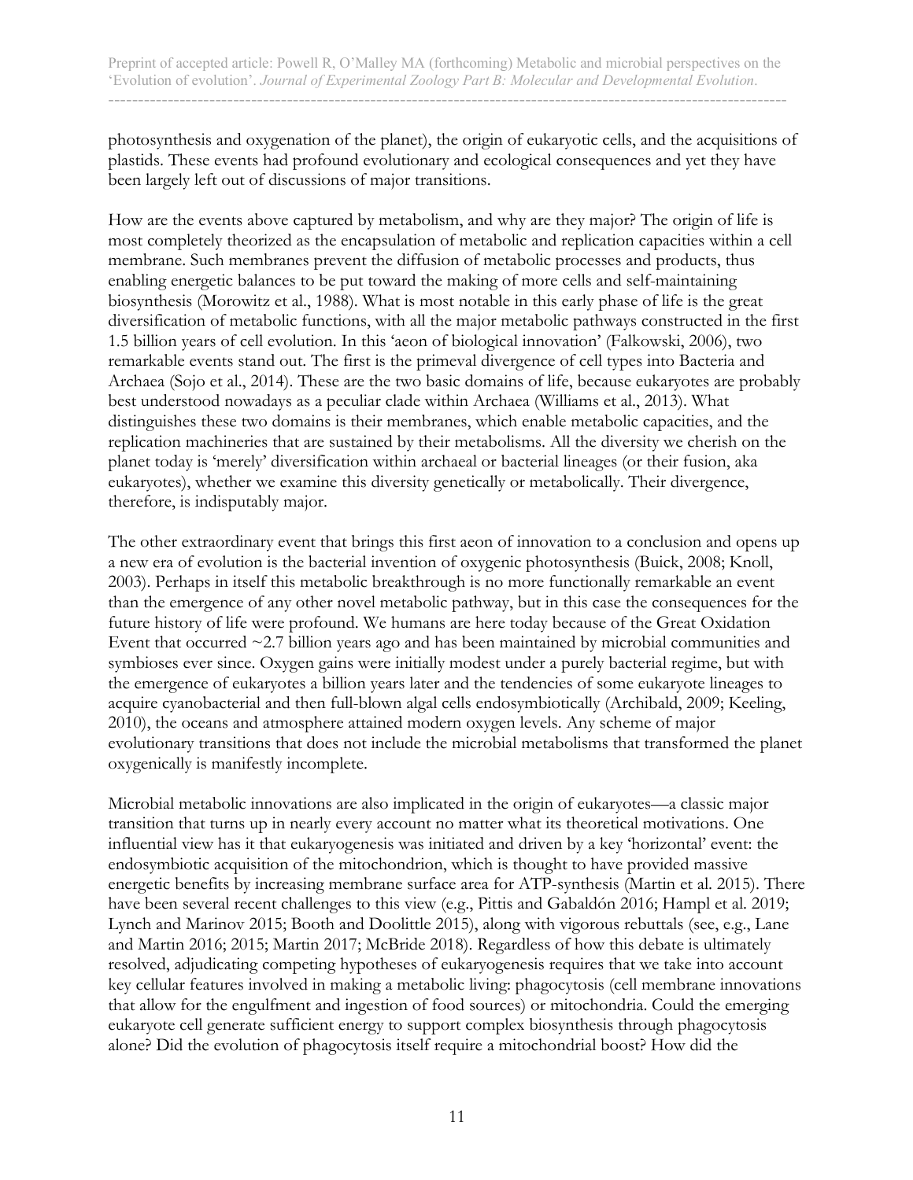photosynthesis and oxygenation of the planet), the origin of eukaryotic cells, and the acquisitions of plastids. These events had profound evolutionary and ecological consequences and yet they have been largely left out of discussions of major transitions.

How are the events above captured by metabolism, and why are they major? The origin of life is most completely theorized as the encapsulation of metabolic and replication capacities within a cell membrane. Such membranes prevent the diffusion of metabolic processes and products, thus enabling energetic balances to be put toward the making of more cells and self-maintaining biosynthesis (Morowitz et al., 1988). What is most notable in this early phase of life is the great diversification of metabolic functions, with all the major metabolic pathways constructed in the first 1.5 billion years of cell evolution. In this 'aeon of biological innovation' (Falkowski, 2006), two remarkable events stand out. The first is the primeval divergence of cell types into Bacteria and Archaea (Sojo et al., 2014). These are the two basic domains of life, because eukaryotes are probably best understood nowadays as a peculiar clade within Archaea (Williams et al., 2013). What distinguishes these two domains is their membranes, which enable metabolic capacities, and the replication machineries that are sustained by their metabolisms. All the diversity we cherish on the planet today is 'merely' diversification within archaeal or bacterial lineages (or their fusion, aka eukaryotes), whether we examine this diversity genetically or metabolically. Their divergence, therefore, is indisputably major.

The other extraordinary event that brings this first aeon of innovation to a conclusion and opens up a new era of evolution is the bacterial invention of oxygenic photosynthesis (Buick, 2008; Knoll, 2003). Perhaps in itself this metabolic breakthrough is no more functionally remarkable an event than the emergence of any other novel metabolic pathway, but in this case the consequences for the future history of life were profound. We humans are here today because of the Great Oxidation Event that occurred ~2.7 billion years ago and has been maintained by microbial communities and symbioses ever since. Oxygen gains were initially modest under a purely bacterial regime, but with the emergence of eukaryotes a billion years later and the tendencies of some eukaryote lineages to acquire cyanobacterial and then full-blown algal cells endosymbiotically (Archibald, 2009; Keeling, 2010), the oceans and atmosphere attained modern oxygen levels. Any scheme of major evolutionary transitions that does not include the microbial metabolisms that transformed the planet oxygenically is manifestly incomplete.

Microbial metabolic innovations are also implicated in the origin of eukaryotes—a classic major transition that turns up in nearly every account no matter what its theoretical motivations. One influential view has it that eukaryogenesis was initiated and driven by a key 'horizontal' event: the endosymbiotic acquisition of the mitochondrion, which is thought to have provided massive energetic benefits by increasing membrane surface area for ATP-synthesis (Martin et al. 2015). There have been several recent challenges to this view (e.g., Pittis and Gabaldón 2016; Hampl et al. 2019; Lynch and Marinov 2015; Booth and Doolittle 2015), along with vigorous rebuttals (see, e.g., Lane and Martin 2016; 2015; Martin 2017; McBride 2018). Regardless of how this debate is ultimately resolved, adjudicating competing hypotheses of eukaryogenesis requires that we take into account key cellular features involved in making a metabolic living: phagocytosis (cell membrane innovations that allow for the engulfment and ingestion of food sources) or mitochondria. Could the emerging eukaryote cell generate sufficient energy to support complex biosynthesis through phagocytosis alone? Did the evolution of phagocytosis itself require a mitochondrial boost? How did the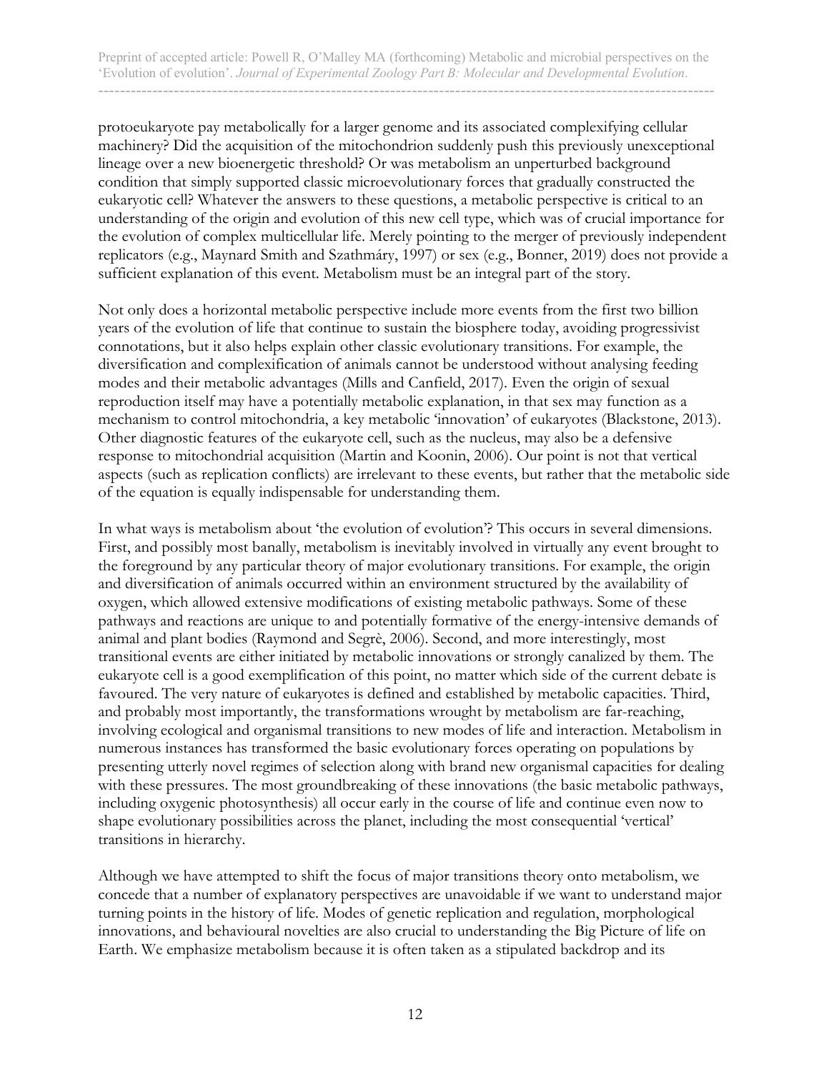protoeukaryote pay metabolically for a larger genome and its associated complexifying cellular machinery? Did the acquisition of the mitochondrion suddenly push this previously unexceptional lineage over a new bioenergetic threshold? Or was metabolism an unperturbed background condition that simply supported classic microevolutionary forces that gradually constructed the eukaryotic cell? Whatever the answers to these questions, a metabolic perspective is critical to an understanding of the origin and evolution of this new cell type, which was of crucial importance for the evolution of complex multicellular life. Merely pointing to the merger of previously independent replicators (e.g., Maynard Smith and Szathmáry, 1997) or sex (e.g., Bonner, 2019) does not provide a sufficient explanation of this event. Metabolism must be an integral part of the story.

Not only does a horizontal metabolic perspective include more events from the first two billion years of the evolution of life that continue to sustain the biosphere today, avoiding progressivist connotations, but it also helps explain other classic evolutionary transitions. For example, the diversification and complexification of animals cannot be understood without analysing feeding modes and their metabolic advantages (Mills and Canfield, 2017). Even the origin of sexual reproduction itself may have a potentially metabolic explanation, in that sex may function as a mechanism to control mitochondria, a key metabolic 'innovation' of eukaryotes (Blackstone, 2013). Other diagnostic features of the eukaryote cell, such as the nucleus, may also be a defensive response to mitochondrial acquisition (Martin and Koonin, 2006). Our point is not that vertical aspects (such as replication conflicts) are irrelevant to these events, but rather that the metabolic side of the equation is equally indispensable for understanding them.

In what ways is metabolism about 'the evolution of evolution'? This occurs in several dimensions. First, and possibly most banally, metabolism is inevitably involved in virtually any event brought to the foreground by any particular theory of major evolutionary transitions. For example, the origin and diversification of animals occurred within an environment structured by the availability of oxygen, which allowed extensive modifications of existing metabolic pathways. Some of these pathways and reactions are unique to and potentially formative of the energy-intensive demands of animal and plant bodies (Raymond and Segrè, 2006). Second, and more interestingly, most transitional events are either initiated by metabolic innovations or strongly canalized by them. The eukaryote cell is a good exemplification of this point, no matter which side of the current debate is favoured. The very nature of eukaryotes is defined and established by metabolic capacities. Third, and probably most importantly, the transformations wrought by metabolism are far-reaching, involving ecological and organismal transitions to new modes of life and interaction. Metabolism in numerous instances has transformed the basic evolutionary forces operating on populations by presenting utterly novel regimes of selection along with brand new organismal capacities for dealing with these pressures. The most groundbreaking of these innovations (the basic metabolic pathways, including oxygenic photosynthesis) all occur early in the course of life and continue even now to shape evolutionary possibilities across the planet, including the most consequential 'vertical' transitions in hierarchy.

Although we have attempted to shift the focus of major transitions theory onto metabolism, we concede that a number of explanatory perspectives are unavoidable if we want to understand major turning points in the history of life. Modes of genetic replication and regulation, morphological innovations, and behavioural novelties are also crucial to understanding the Big Picture of life on Earth. We emphasize metabolism because it is often taken as a stipulated backdrop and its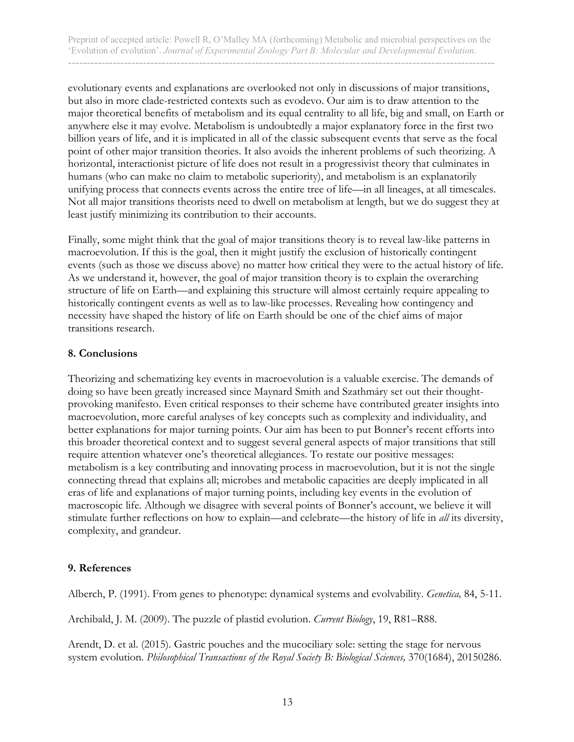evolutionary events and explanations are overlooked not only in discussions of major transitions, but also in more clade-restricted contexts such as evodevo. Our aim is to draw attention to the major theoretical benefits of metabolism and its equal centrality to all life, big and small, on Earth or anywhere else it may evolve. Metabolism is undoubtedly a major explanatory force in the first two billion years of life, and it is implicated in all of the classic subsequent events that serve as the focal point of other major transition theories. It also avoids the inherent problems of such theorizing. A horizontal, interactionist picture of life does not result in a progressivist theory that culminates in humans (who can make no claim to metabolic superiority), and metabolism is an explanatorily unifying process that connects events across the entire tree of life—in all lineages, at all timescales. Not all major transitions theorists need to dwell on metabolism at length, but we do suggest they at least justify minimizing its contribution to their accounts.

Finally, some might think that the goal of major transitions theory is to reveal law-like patterns in macroevolution. If this is the goal, then it might justify the exclusion of historically contingent events (such as those we discuss above) no matter how critical they were to the actual history of life. As we understand it, however, the goal of major transition theory is to explain the overarching structure of life on Earth—and explaining this structure will almost certainly require appealing to historically contingent events as well as to law-like processes. Revealing how contingency and necessity have shaped the history of life on Earth should be one of the chief aims of major transitions research.

## 8. Conclusions

Theorizing and schematizing key events in macroevolution is a valuable exercise. The demands of doing so have been greatly increased since Maynard Smith and Szathmáry set out their thought-provoking manifesto. Even critical responses to their scheme have contributed greater insights into macroevolution, more careful analyses of key concepts such as complexity and individuality, and better explanations for major turning points. Our aim has been to put Bonner's recent efforts into this broader theoretical context and to suggest several general aspects of major transitions that still require attention whatever one's theoretical allegiances. To restate our positive messages: metabolism is a key contributing and innovating process in macroevolution, but it is not the single connecting thread that explains all; microbes and metabolic capacities are deeply implicated in all eras of life and explanations of major turning points, including key events in the evolution of macroscopic life. Although we disagree with several points of Bonner's account, we believe it will stimulate further reflections on how to explain—and celebrate—the history of life in *all* its diversity, complexity, and grandeur.

## 9. References

Alberch, P. (1991). From genes to phenotype: dynamical systems and evolvability. *Genetica,* 84, 5-11.

Archibald, J. M. (2009). The puzzle of plastid evolution. *Current Biology*, 19, R81–R88.

Arendt, D. et al. (2015). Gastric pouches and the mucociliary sole: setting the stage for nervous system evolution. *Philosophical Transactions of the Royal Society B: Biological Sciences,* 370(1684), 20150286.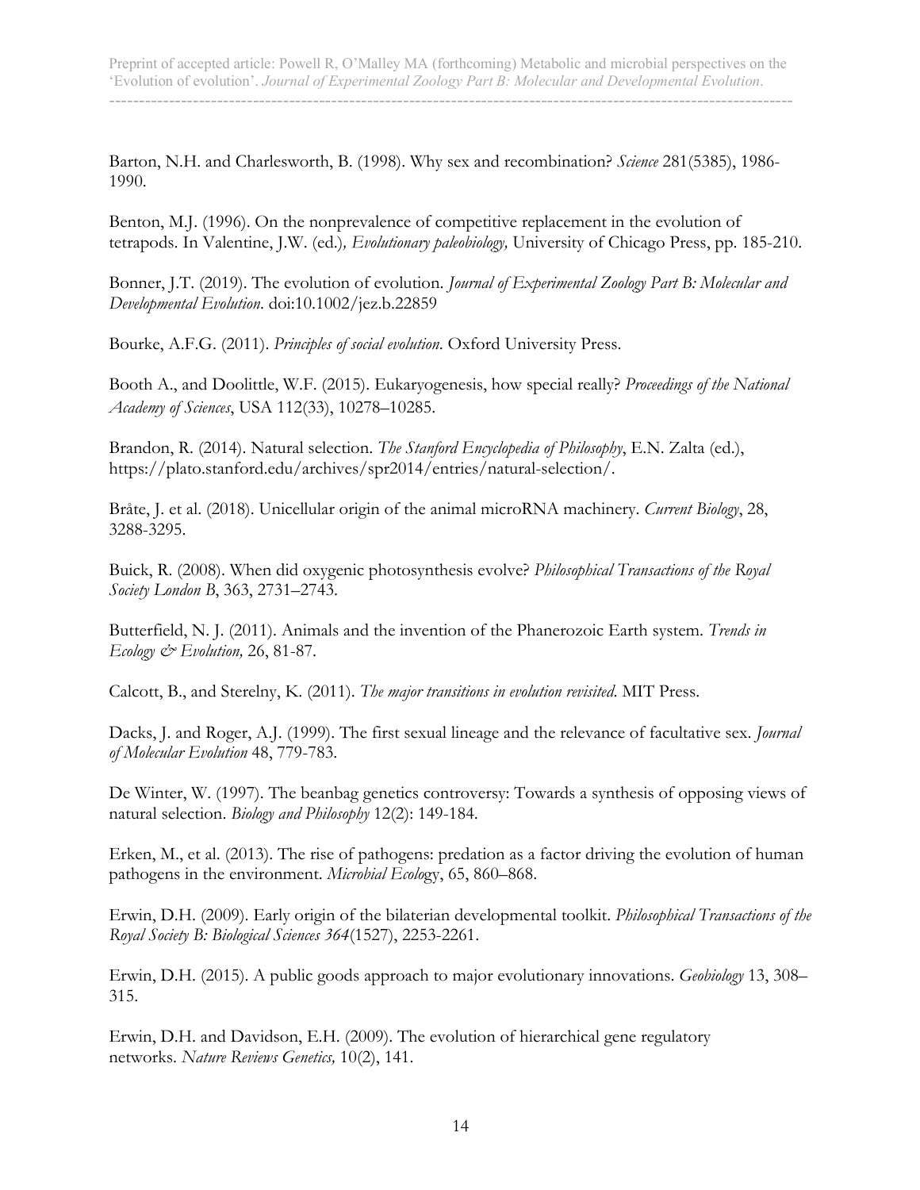Barton, N.H. and Charlesworth, B. (1998). Why sex and recombination? *Science* 281(5385), 1986-1990.

Benton, M.J. (1996). On the nonprevalence of competitive replacement in the evolution of tetrapods. In Valentine, J.W. (ed.)*, Evolutionary paleobiology,* University of Chicago Press, pp. 185-210.

Bonner, J.T. (2019). The evolution of evolution. *Journal of Experimental Zoology Part B: Molecular and Developmental Evolution*. doi:10.1002/jez.b.22859

Bourke, A.F.G. (2011). *Principles of social evolution*. Oxford University Press.

Booth A., and Doolittle, W.F. (2015). Eukaryogenesis, how special really? *Proceedings of the National Academy of Sciences*, USA 112(33), 10278–10285.

Brandon, R. (2014). Natural selection. *The Stanford Encyclopedia of Philosophy*, E.N. Zalta (ed.), https://plato.stanford.edu/archives/spr2014/entries/natural-selection/.

Bråte, J. et al. (2018). Unicellular origin of the animal microRNA machinery. *Current Biology*, 28, 3288-3295.

Buick, R. (2008). When did oxygenic photosynthesis evolve? *Philosophical Transactions of the Royal Society London B*, 363, 2731–2743.

Butterfield, N. J. (2011). Animals and the invention of the Phanerozoic Earth system. *Trends in Ecology & Evolution,* 26, 81-87.

Calcott, B., and Sterelny, K. (2011). *The major transitions in evolution revisited*. MIT Press.

Dacks, J. and Roger, A.J. (1999). The first sexual lineage and the relevance of facultative sex. *Journal of Molecular Evolution* 48, 779-783.

De Winter, W. (1997). The beanbag genetics controversy: Towards a synthesis of opposing views of natural selection. *Biology and Philosophy* 12(2): 149-184.

Erken, M., et al. (2013). The rise of pathogens: predation as a factor driving the evolution of human pathogens in the environment. *Microbial Ecology*, 65, 860–868.

Erwin, D.H. (2009). Early origin of the bilaterian developmental toolkit. *Philosophical Transactions of the Royal Society B: Biological Sciences 364*(1527), 2253-2261.

Erwin, D.H. (2015). A public goods approach to major evolutionary innovations. *Geobiology* 13, 308–315.

Erwin, D.H. and Davidson, E.H. (2009). The evolution of hierarchical gene regulatory networks. *Nature Reviews Genetics,* 10(2), 141.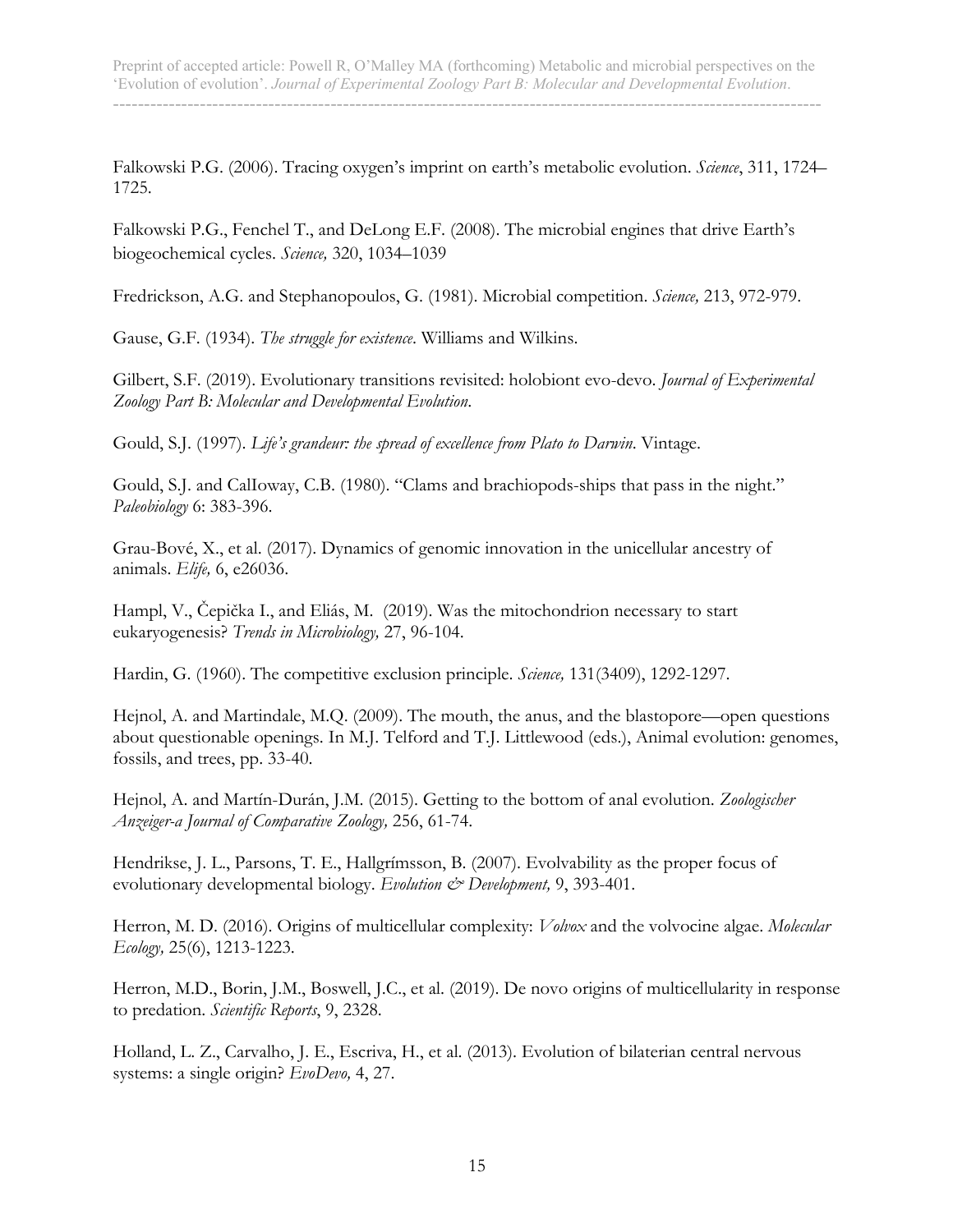Falkowski P.G. (2006). Tracing oxygen's imprint on earth's metabolic evolution. *Science*, 311, 1724–1725.

Falkowski P.G., Fenchel T., and DeLong E.F. (2008). The microbial engines that drive Earth's biogeochemical cycles. *Science,* 320, 1034–1039

Fredrickson, A.G. and Stephanopoulos, G. (1981). Microbial competition. *Science,* 213, 972-979.

Gause, G.F. (1934). *The struggle for existence*. Williams and Wilkins.

Gilbert, S.F. (2019). Evolutionary transitions revisited: holobiont evo-devo. *Journal of Experimental Zoology Part B: Molecular and Developmental Evolution*.

Gould, S.J. (1997). *Life's grandeur: the spread of excellence from Plato to Darwin*. Vintage.

Gould, S.J. and CalIoway, C.B. (1980). "Clams and brachiopods-ships that pass in the night." *Paleobiology* 6: 383-396.

Grau-Bové, X., et al. (2017). Dynamics of genomic innovation in the unicellular ancestry of animals. *Elife,* 6, e26036.

Hampl, V., Čepička I., and Eliás, M. (2019). Was the mitochondrion necessary to start eukaryogenesis? *Trends in Microbiology,* 27, 96-104.

Hardin, G. (1960). The competitive exclusion principle. *Science,* 131(3409), 1292-1297.

Hejnol, A. and Martindale, M.Q. (2009). The mouth, the anus, and the blastopore—open questions about questionable openings. In M.J. Telford and T.J. Littlewood (eds.), Animal evolution: genomes, fossils, and trees, pp. 33-40.

Hejnol, A. and Martín-Durán, J.M. (2015). Getting to the bottom of anal evolution. *Zoologischer Anzeiger-a Journal of Comparative Zoology,* 256, 61-74.

Hendrikse, J. L., Parsons, T. E., Hallgrímsson, B. (2007). Evolvability as the proper focus of evolutionary developmental biology. *Evolution & Development,* 9, 393-401.

Herron, M. D. (2016). Origins of multicellular complexity: *Volvox* and the volvocine algae. *Molecular Ecology,* 25(6), 1213-1223.

Herron, M.D., Borin, J.M., Boswell, J.C., et al. (2019). De novo origins of multicellularity in response to predation. *Scientific Reports*, 9, 2328.

Holland, L. Z., Carvalho, J. E., Escriva, H., et al. (2013). Evolution of bilaterian central nervous systems: a single origin? *EvoDevo,* 4, 27.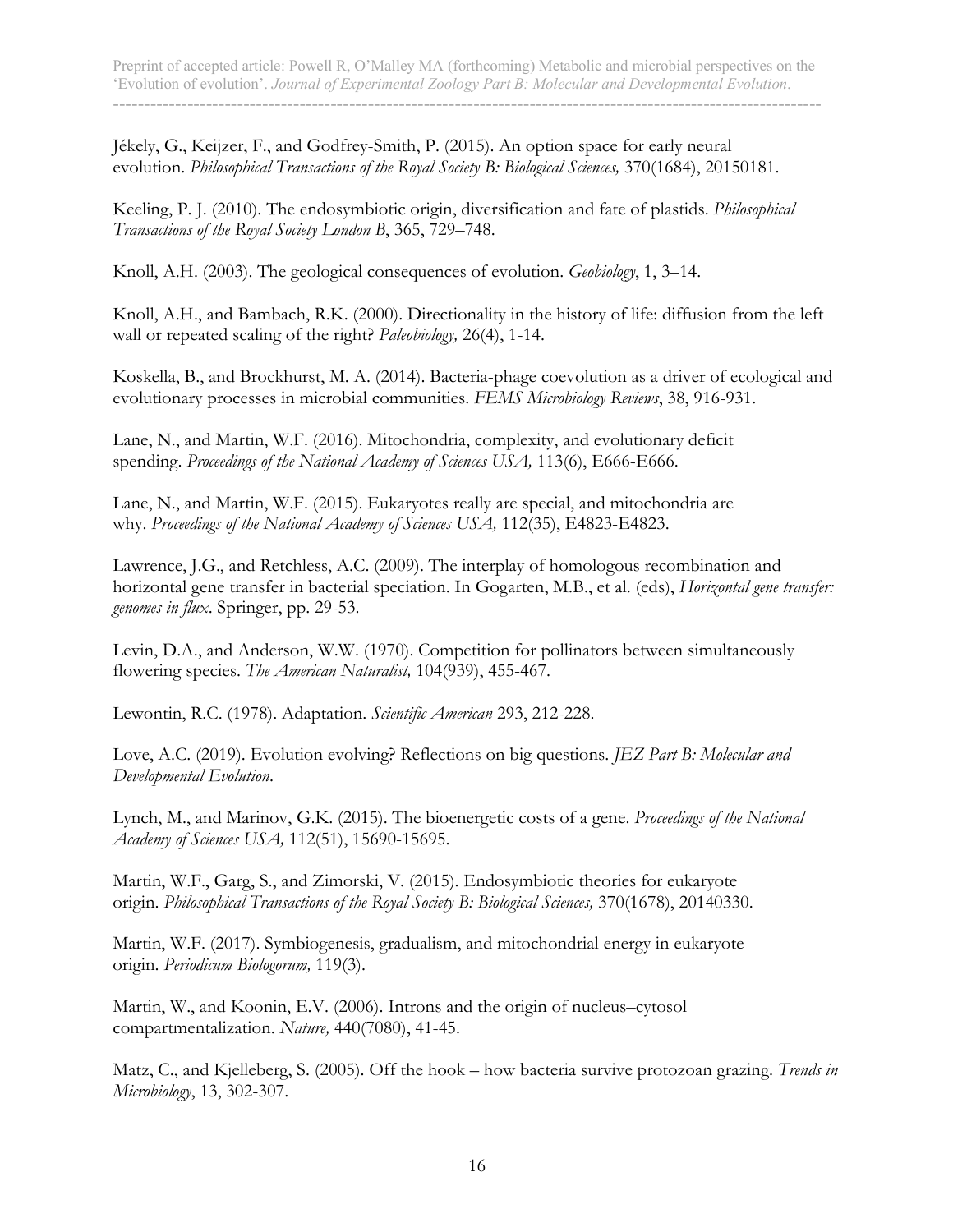Jékely, G., Keijzer, F., and Godfrey-Smith, P. (2015). An option space for early neural evolution. *Philosophical Transactions of the Royal Society B: Biological Sciences,* 370(1684), 20150181.

Keeling, P. J. (2010). The endosymbiotic origin, diversification and fate of plastids. *Philosophical Transactions of the Royal Society London B*, 365, 729–748.

Knoll, A.H. (2003). The geological consequences of evolution. *Geobiology*, 1, 3–14.

Knoll, A.H., and Bambach, R.K. (2000). Directionality in the history of life: diffusion from the left wall or repeated scaling of the right? *Paleobiology,* 26(4), 1-14.

Koskella, B., and Brockhurst, M. A. (2014). Bacteria-phage coevolution as a driver of ecological and evolutionary processes in microbial communities. *FEMS Microbiology Reviews*, 38, 916-931.

Lane, N., and Martin, W.F. (2016). Mitochondria, complexity, and evolutionary deficit spending. *Proceedings of the National Academy of Sciences USA,* 113(6), E666-E666.

Lane, N., and Martin, W.F. (2015). Eukaryotes really are special, and mitochondria are why. *Proceedings of the National Academy of Sciences USA,* 112(35), E4823-E4823.

Lawrence, J.G., and Retchless, A.C. (2009). The interplay of homologous recombination and horizontal gene transfer in bacterial speciation. In Gogarten, M.B., et al. (eds), *Horizontal gene transfer: genomes in flux*. Springer, pp. 29-53.

Levin, D.A., and Anderson, W.W. (1970). Competition for pollinators between simultaneously flowering species. *The American Naturalist,* 104(939), 455-467.

Lewontin, R.C. (1978). Adaptation. *Scientific American* 293, 212-228.

Love, A.C. (2019). Evolution evolving? Reflections on big questions. *JEZ Part B: Molecular and Developmental Evolution*.

Lynch, M., and Marinov, G.K. (2015). The bioenergetic costs of a gene. *Proceedings of the National Academy of Sciences USA,* 112(51), 15690-15695.

Martin, W.F., Garg, S., and Zimorski, V. (2015). Endosymbiotic theories for eukaryote origin. *Philosophical Transactions of the Royal Society B: Biological Sciences,* 370(1678), 20140330.

Martin, W.F. (2017). Symbiogenesis, gradualism, and mitochondrial energy in eukaryote origin. *Periodicum Biologorum,* 119(3).

Martin, W., and Koonin, E.V. (2006). Introns and the origin of nucleus–cytosol compartmentalization. *Nature,* 440(7080), 41-45.

Matz, C., and Kjelleberg, S. (2005). Off the hook – how bacteria survive protozoan grazing. *Trends in Microbiology*, 13, 302-307.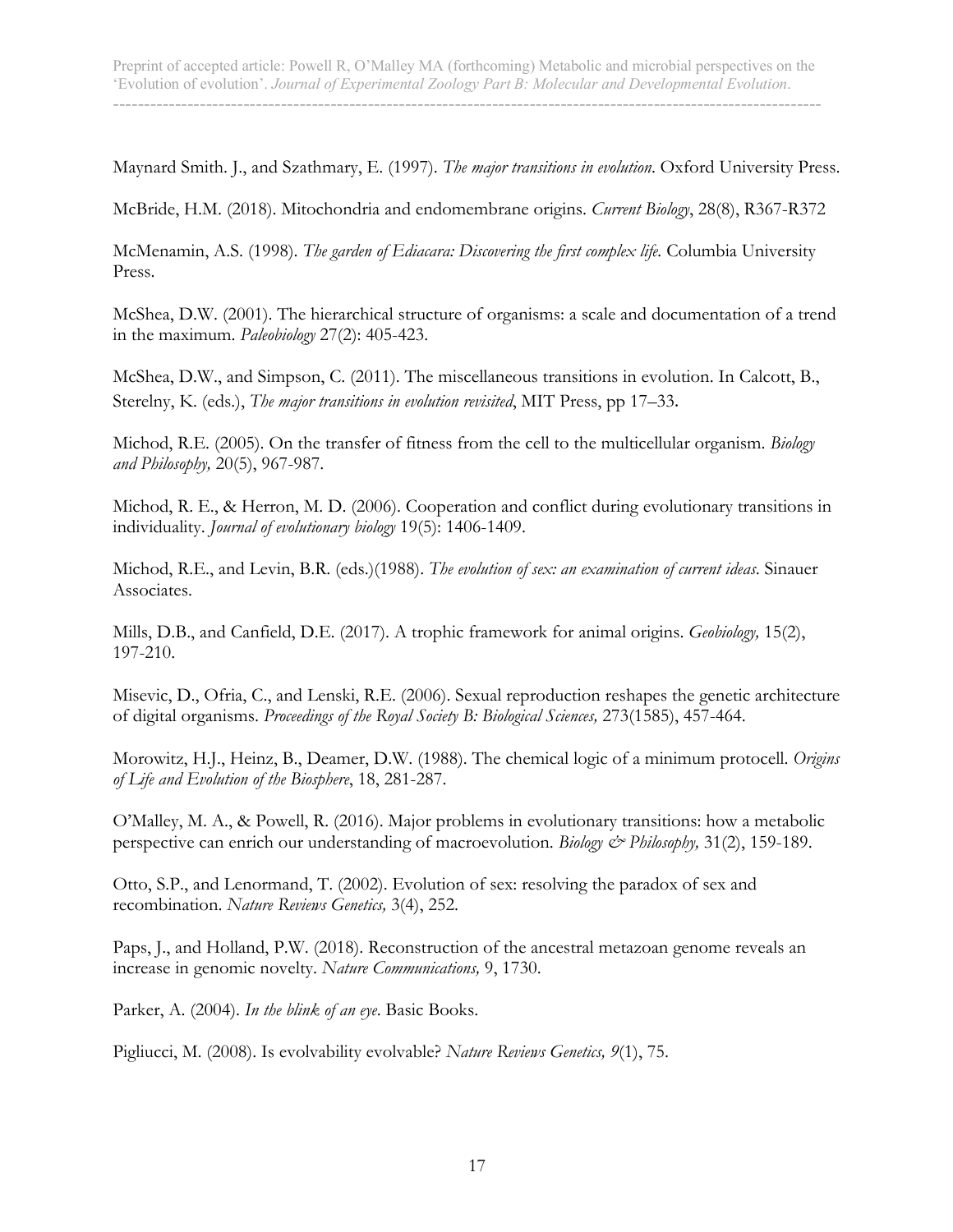Maynard Smith. J., and Szathmary, E. (1997). *The major transitions in evolution*. Oxford University Press.

McBride, H.M. (2018). Mitochondria and endomembrane origins. *Current Biology*, 28(8), R367-R372

McMenamin, A.S. (1998). *The garden of Ediacara: Discovering the first complex life.* Columbia University Press.

McShea, D.W. (2001). The hierarchical structure of organisms: a scale and documentation of a trend in the maximum. *Paleobiology* 27(2): 405-423.

McShea, D.W., and Simpson, C. (2011). The miscellaneous transitions in evolution. In Calcott, B., Sterelny, K. (eds.), *The major transitions in evolution revisited*, MIT Press, pp 17–33.

Michod, R.E. (2005). On the transfer of fitness from the cell to the multicellular organism. *Biology and Philosophy,* 20(5), 967-987.

Michod, R. E., & Herron, M. D. (2006). Cooperation and conflict during evolutionary transitions in individuality. *Journal of evolutionary biology* 19(5): 1406-1409.

Michod, R.E., and Levin, B.R. (eds.)(1988). *The evolution of sex: an examination of current ideas*. Sinauer Associates.

Mills, D.B., and Canfield, D.E. (2017). A trophic framework for animal origins. *Geobiology,* 15(2), 197-210.

Misevic, D., Ofria, C., and Lenski, R.E. (2006). Sexual reproduction reshapes the genetic architecture of digital organisms. *Proceedings of the Royal Society B: Biological Sciences,* 273(1585), 457-464.

Morowitz, H.J., Heinz, B., Deamer, D.W. (1988). The chemical logic of a minimum protocell. *Origins of Life and Evolution of the Biosphere*, 18, 281-287.

O'Malley, M. A., & Powell, R. (2016). Major problems in evolutionary transitions: how a metabolic perspective can enrich our understanding of macroevolution. *Biology & Philosophy,* 31(2), 159-189.

Otto, S.P., and Lenormand, T. (2002). Evolution of sex: resolving the paradox of sex and recombination. *Nature Reviews Genetics,* 3(4), 252.

Paps, J., and Holland, P.W. (2018). Reconstruction of the ancestral metazoan genome reveals an increase in genomic novelty. *Nature Communications,* 9, 1730.

Parker, A. (2004). *In the blink of an eye*. Basic Books.

Pigliucci, M. (2008). Is evolvability evolvable? *Nature Reviews Genetics, 9*(1), 75.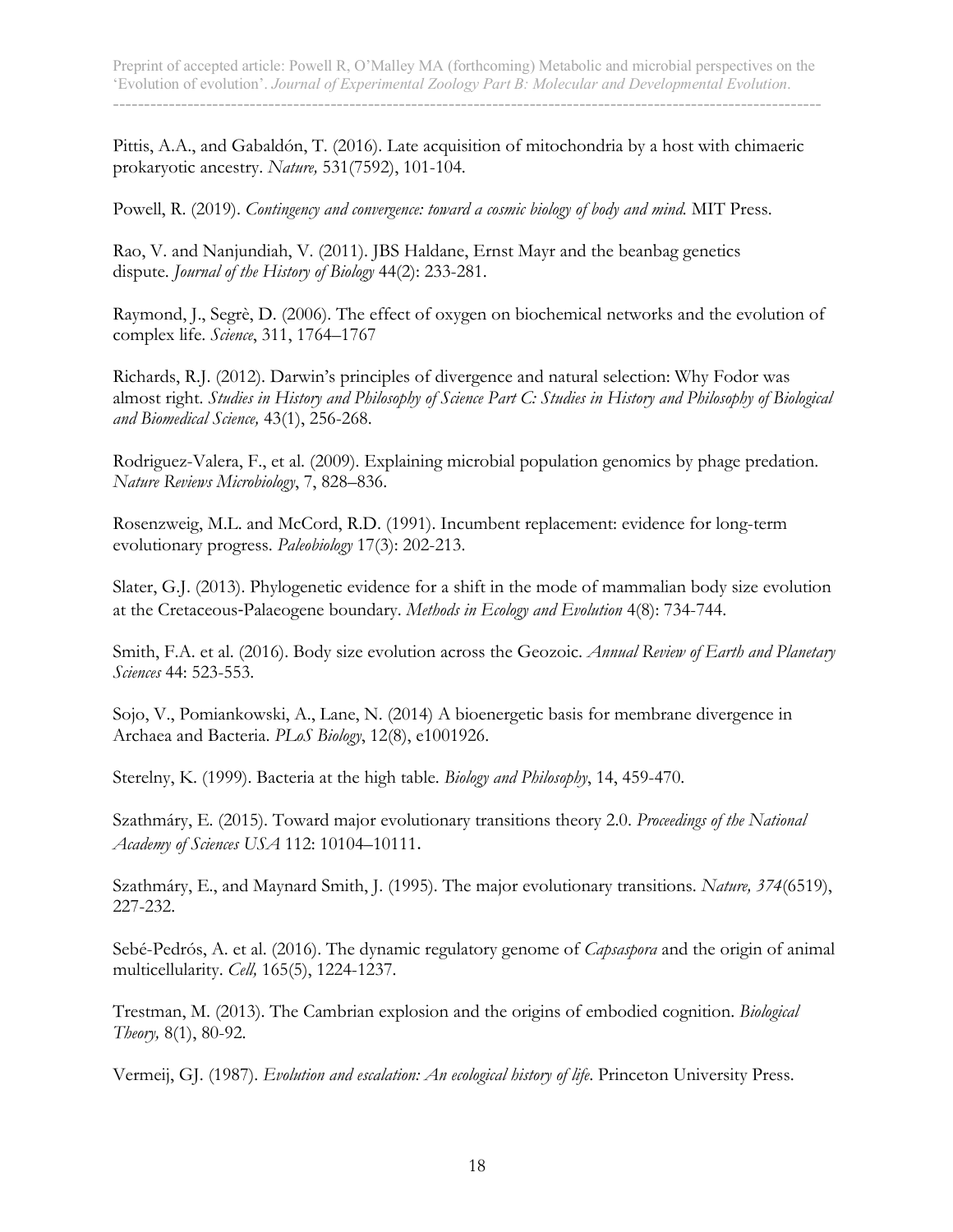Pittis, A.A., and Gabaldón, T. (2016). Late acquisition of mitochondria by a host with chimaeric prokaryotic ancestry. *Nature,* 531(7592), 101-104.

Powell, R. (2019). *Contingency and convergence: toward a cosmic biology of body and mind.* MIT Press.

Rao, V. and Nanjundiah, V. (2011). JBS Haldane, Ernst Mayr and the beanbag genetics dispute. *Journal of the History of Biology* 44(2): 233-281.

Raymond, J., Segrè, D. (2006). The effect of oxygen on biochemical networks and the evolution of complex life. *Science*, 311, 1764–1767

Richards, R.J. (2012). Darwin's principles of divergence and natural selection: Why Fodor was almost right. *Studies in History and Philosophy of Science Part C: Studies in History and Philosophy of Biological and Biomedical Science,* 43(1), 256-268.

Rodriguez-Valera, F., et al. (2009). Explaining microbial population genomics by phage predation. *Nature Reviews Microbiology*, 7, 828–836.

Rosenzweig, M.L. and McCord, R.D. (1991). Incumbent replacement: evidence for long-term evolutionary progress. *Paleobiology* 17(3): 202-213.

Slater, G.J. (2013). Phylogenetic evidence for a shift in the mode of mammalian body size evolution at the Cretaceous-Palaeogene boundary. *Methods in Ecology and Evolution* 4(8): 734-744.

Smith, F.A. et al. (2016). Body size evolution across the Geozoic. *Annual Review of Earth and Planetary Sciences* 44: 523-553.

Sojo, V., Pomiankowski, A., Lane, N. (2014) A bioenergetic basis for membrane divergence in Archaea and Bacteria. *PLoS Biology*, 12(8), e1001926.

Sterelny, K. (1999). Bacteria at the high table. *Biology and Philosophy*, 14, 459-470.

Szathmáry, E. (2015). Toward major evolutionary transitions theory 2.0. *Proceedings of the National Academy of Sciences USA* 112: 10104–10111.

Szathmáry, E., and Maynard Smith, J. (1995). The major evolutionary transitions. *Nature, 374*(6519), 227-232.

Sebé-Pedrós, A. et al. (2016). The dynamic regulatory genome of *Capsaspora* and the origin of animal multicellularity. *Cell,* 165(5), 1224-1237.

Trestman, M. (2013). The Cambrian explosion and the origins of embodied cognition. *Biological Theory,* 8(1), 80-92.

Vermeij, GJ. (1987). *Evolution and escalation: An ecological history of life.* Princeton University Press.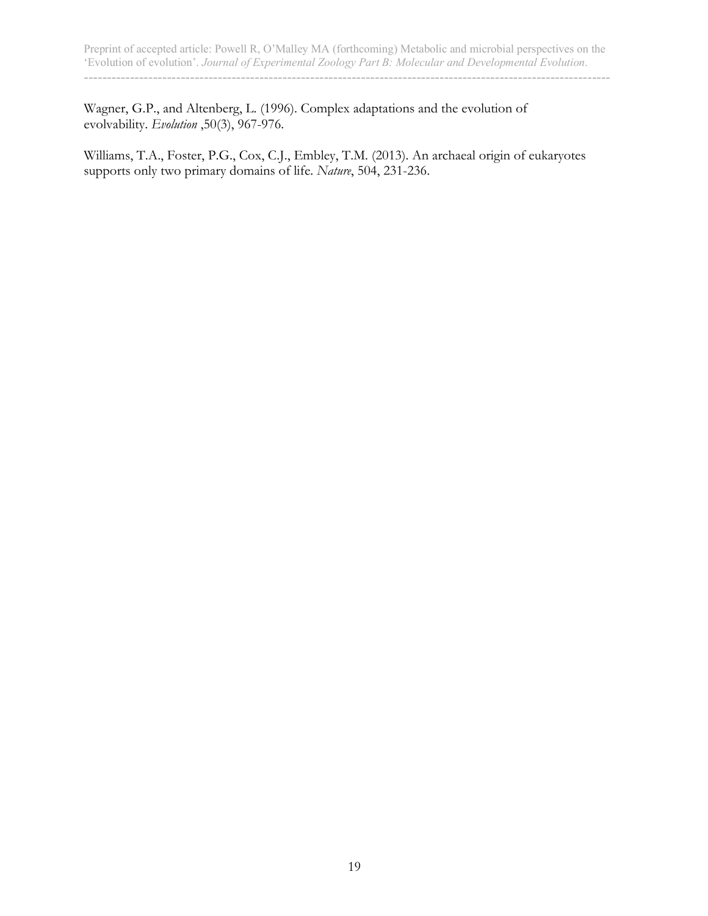Wagner, G.P., and Altenberg, L. (1996). Complex adaptations and the evolution of evolvability. *Evolution* ,50(3), 967-976.

Williams, T.A., Foster, P.G., Cox, C.J., Embley, T.M. (2013). An archaeal origin of eukaryotes supports only two primary domains of life. *Nature*, 504, 231-236.